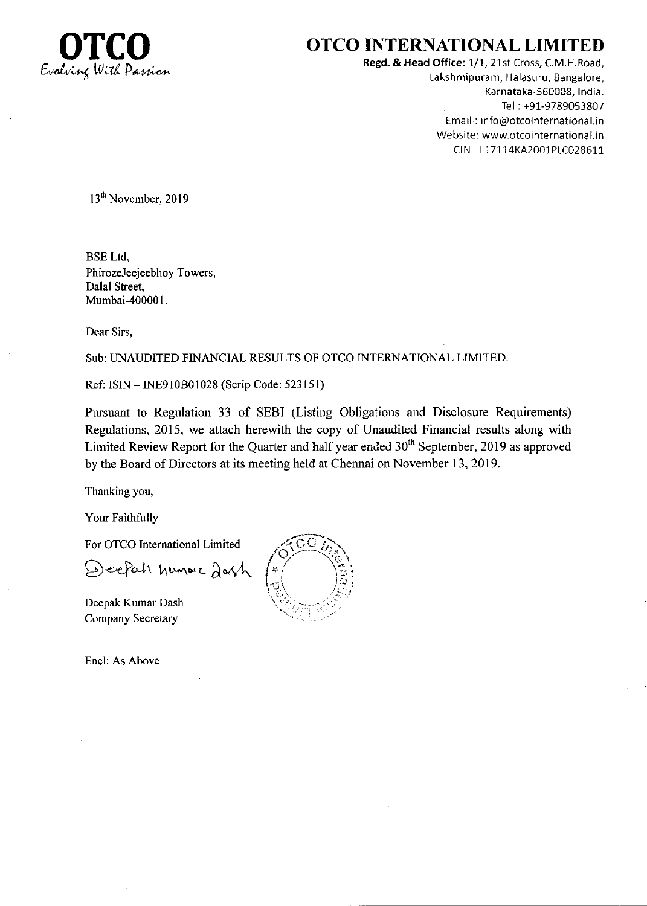**OTCO**
*Evolving With Passion*

# OTCO INTERNATIONAL LIMITED

**Regd. & Head Office:** 1/1, 21st Cross, C.M.H.Road,
Lakshmipuram, Halasuru, Bangalore,
Karnataka-560008, India.
Tel : +91-9789053807
Email : info@otcointernational.in
Website: www.otcointernational.in
CIN : L17114KA2001PLC028611

13th November, 2019

BSE Ltd,
PhirozeJeejeebhoy Towers,
Dalal Street,
Mumbai-400001.

Dear Sirs,

Sub: UNAUDITED FINANCIAL RESULTS OF OTCO INTERNATIONAL LIMITED.

Ref: ISIN – INE910B01028 (Scrip Code: 523151)

Pursuant to Regulation 33 of SEBI (Listing Obligations and Disclosure Requirements) Regulations, 2015, we attach herewith the copy of Unaudited Financial results along with Limited Review Report for the Quarter and half year ended 30th September, 2019 as approved by the Board of Directors at its meeting held at Chennai on November 13, 2019.

Thanking you,

Your Faithfully

For OTCO International Limited

Deepak Kumar Dash

Deepak Kumar Dash
Company Secretary

Encl: As Above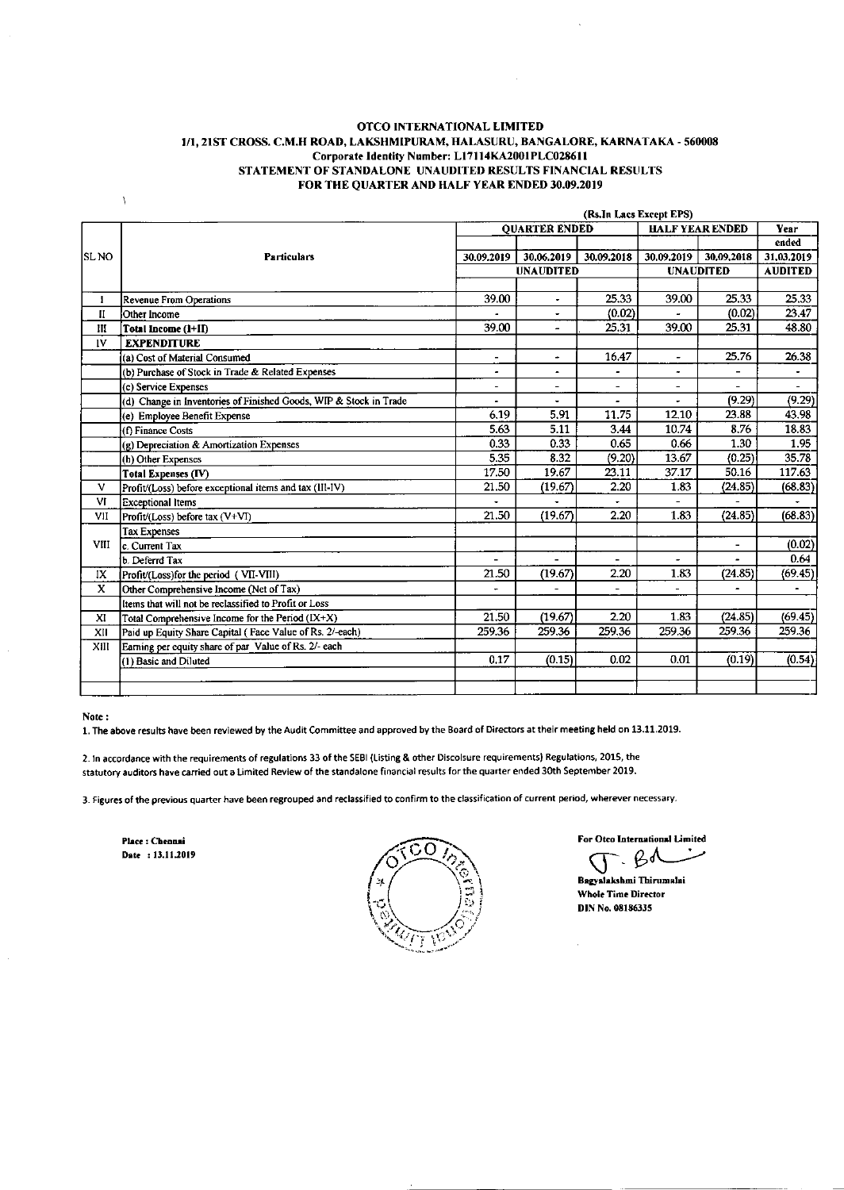**OTCO INTERNATIONAL LIMITED**
**1/1, 21ST CROSS. C.M.H ROAD, LAKSHMIPURAM, HALASURU, BANGALORE, KARNATAKA - 560008**
**Corporate Identity Number: L17114KA2001PLC028611**
**STATEMENT OF STANDALONE UNAUDITED RESULTS FINANCIAL RESULTS**
**FOR THE QUARTER AND HALF YEAR ENDED 30.09.2019**

(Rs.In Lacs Except EPS)

| SL NO | Particulars | QUARTER ENDED | | | HALF YEAR ENDED | | Year ended |
|---|---|---|---|---|---|---|---|
| | | 30.09.2019 | 30.06.2019 | 30.09.2018 | 30.09.2019 | 30.09.2018 | 31.03.2019 |
| | | UNAUDITED | | | UNAUDITED | | AUDITED |
| I | Revenue From Operations | 39.00 | - | 25.33 | 39.00 | 25.33 | 25.33 |
| II | Other Income | - | - | (0.02) | - | (0.02) | 23.47 |
| III | Total Income (I+II) | 39.00 | - | 25.31 | 39.00 | 25.31 | 48.80 |
| IV | **EXPENDITURE** | | | | | | |
| | (a) Cost of Material Consumed | - | - | 16.47 | - | 25.76 | 26.38 |
| | (b) Purchase of Stock in Trade & Related Expenses | - | - | - | - | - | - |
| | (c) Service Expenses | - | - | - | - | - | - |
| | (d) Change in Inventories of Finished Goods, WIP & Stock in Trade | - | - | - | - | (9.29) | (9.29) |
| | (e) Employee Benefit Expense | 6.19 | 5.91 | 11.75 | 12.10 | 23.88 | 43.98 |
| | (f) Finance Costs | 5.63 | 5.11 | 3.44 | 10.74 | 8.76 | 18.83 |
| | (g) Depreciation & Amortization Expenses | 0.33 | 0.33 | 0.65 | 0.66 | 1.30 | 1.95 |
| | (h) Other Expenses | 5.35 | 8.32 | (9.20) | 13.67 | (0.25) | 35.78 |
| | **Total Expenses (IV)** | 17.50 | 19.67 | 23.11 | 37.17 | 50.16 | 117.63 |
| V | Profit/(Loss) before exceptional items and tax (III-IV) | 21.50 | (19.67) | 2.20 | 1.83 | (24.85) | (68.83) |
| VI | Exceptional Items | - | - | - | - | - | - |
| VII | Profit/(Loss) before tax (V+VI) | 21.50 | (19.67) | 2.20 | 1.83 | (24.85) | (68.83) |
| VIII | Tax Expenses | | | | | | |
| | c. Current Tax | | | | | - | (0.02) |
| | b. Deferrd Tax | - | - | - | - | - | 0.64 |
| IX | Profit/(Loss)for the period ( VII-VIII) | 21.50 | (19.67) | 2.20 | 1.83 | (24.85) | (69.45) |
| X | Other Comprehensive Income (Net of Tax) | - | - | - | - | - | - |
| | Items that will not be reclassified to Profit or Loss | | | | | | |
| XI | Total Comprehensive Income for the Period (IX+X) | 21.50 | (19.67) | 2.20 | 1.83 | (24.85) | (69.45) |
| XII | Paid up Equity Share Capital ( Face Value of Rs. 2/-each) | 259.36 | 259.36 | 259.36 | 259.36 | 259.36 | 259.36 |
| XIII | Earning per equity share of par Value of Rs. 2/- each | | | | | | |
| | (1) Basic and Diluted | 0.17 | (0.15) | 0.02 | 0.01 | (0.19) | (0.54) |

**Note :**

1. The above results have been reviewed by the Audit Committee and approved by the Board of Directors at their meeting held on 13.11.2019.

2. In accordance with the requirements of regulations 33 of the SEBI (Listing & other Discolsure requirements) Regulations, 2015, the statutory auditors have carried out a Limited Review of the standalone financial results for the quarter ended 30th September 2019.

3. Figures of the previous quarter have been regrouped and reclassified to confirm to the classification of current period, wherever necessary.

**Place : Chennai**
**Date : 13.11.2019**

**For Otco International Limited**

**Bagyalakshmi Thirumalai**
**Whole Time Director**
**DIN No. 08186335**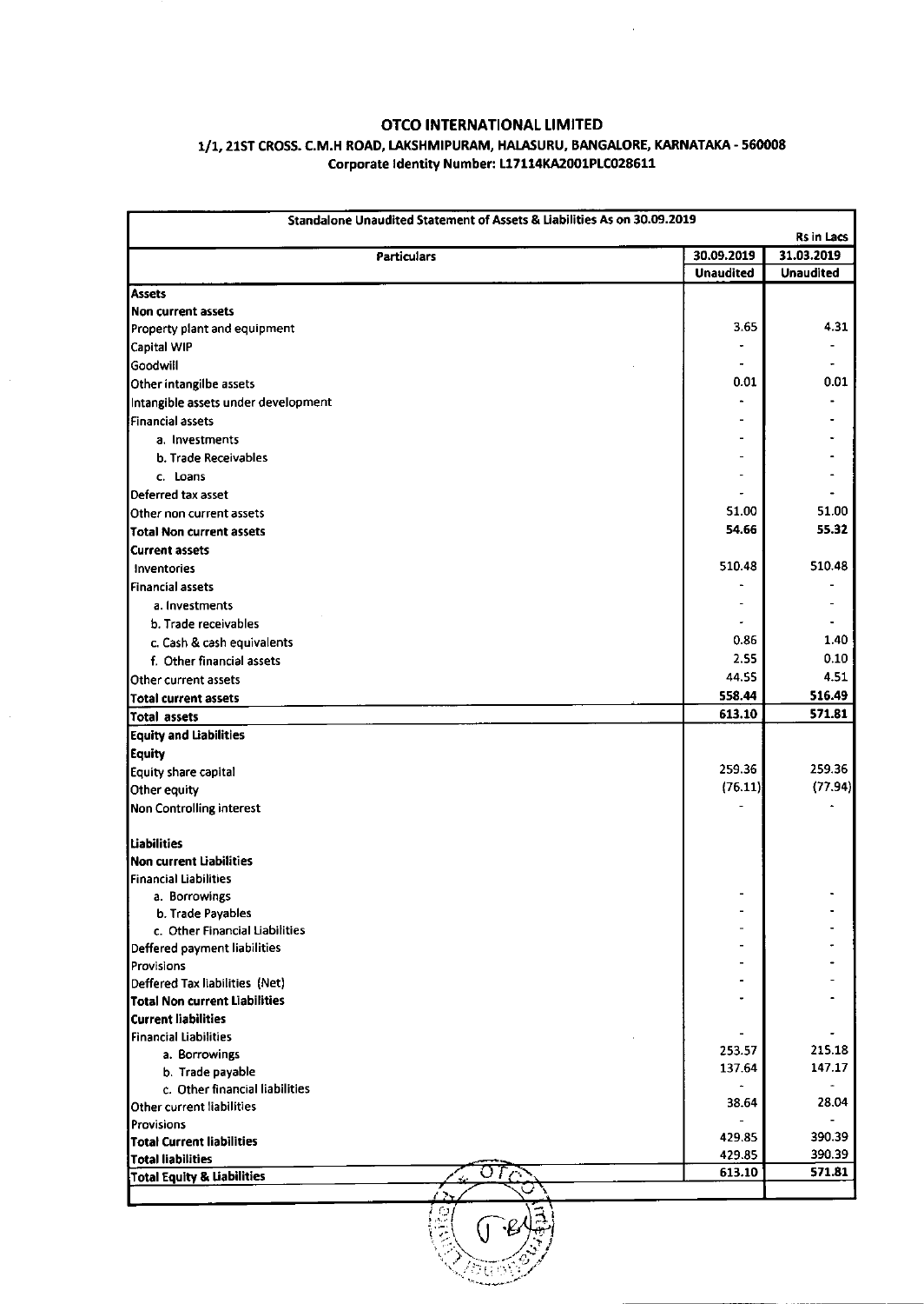# OTCO INTERNATIONAL LIMITED

**1/1, 21ST CROSS. C.M.H ROAD, LAKSHMIPURAM, HALASURU, BANGALORE, KARNATAKA - 560008**

**Corporate Identity Number: L17114KA2001PLC028611**

| Standalone Unaudited Statement of Assets & Liabilities As on 30.09.2019 | | |
|---|---|---|
| | | Rs in Lacs |
| Particulars | 30.09.2019 | 31.03.2019 |
| | Unaudited | Unaudited |
| **Assets** | | |
| **Non current assets** | | |
| Property plant and equipment | 3.65 | 4.31 |
| Capital WIP | - | - |
| Goodwill | - | - |
| Other intangilbe assets | 0.01 | 0.01 |
| Intangible assets under development | - | - |
| Financial assets | - | - |
| a. Investments | - | - |
| b. Trade Receivables | - | - |
| c. Loans | - | - |
| Deferred tax asset | - | - |
| Other non current assets | 51.00 | 51.00 |
| **Total Non current assets** | 54.66 | 55.32 |
| **Current assets** | | |
| Inventories | 510.48 | 510.48 |
| Financial assets | - | - |
| a. Investments | - | - |
| b. Trade receivables | - | - |
| c. Cash & cash equivalents | 0.86 | 1.40 |
| f. Other financial assets | 2.55 | 0.10 |
| Other current assets | 44.55 | 4.51 |
| **Total current assets** | 558.44 | 516.49 |
| **Total assets** | 613.10 | 571.81 |
| **Equity and Liabilities** | | |
| **Equity** | | |
| Equity share capital | 259.36 | 259.36 |
| Other equity | (76.11) | (77.94) |
| Non Controlling interest | - | - |
| | | |
| **Liabilities** | | |
| **Non current Liabilities** | | |
| Financial Liabilities | | |
| a. Borrowings | - | - |
| b. Trade Payables | - | - |
| c. Other Financial Liabilities | - | - |
| Deffered payment liabilities | - | - |
| Provisions | - | - |
| Deffered Tax liabilities (Net) | - | - |
| **Total Non current Liabilities** | - | - |
| **Current liabilities** | | |
| Financial Liabilities | - | - |
| a. Borrowings | 253.57 | 215.18 |
| b. Trade payable | 137.64 | 147.17 |
| c. Other financial liabilities | - | - |
| Other current liabilities | 38.64 | 28.04 |
| Provisions | - | - |
| **Total Current liabilities** | 429.85 | 390.39 |
| **Total liabilities** | 429.85 | 390.39 |
| **Total Equity & Liabilities** | 613.10 | 571.81 |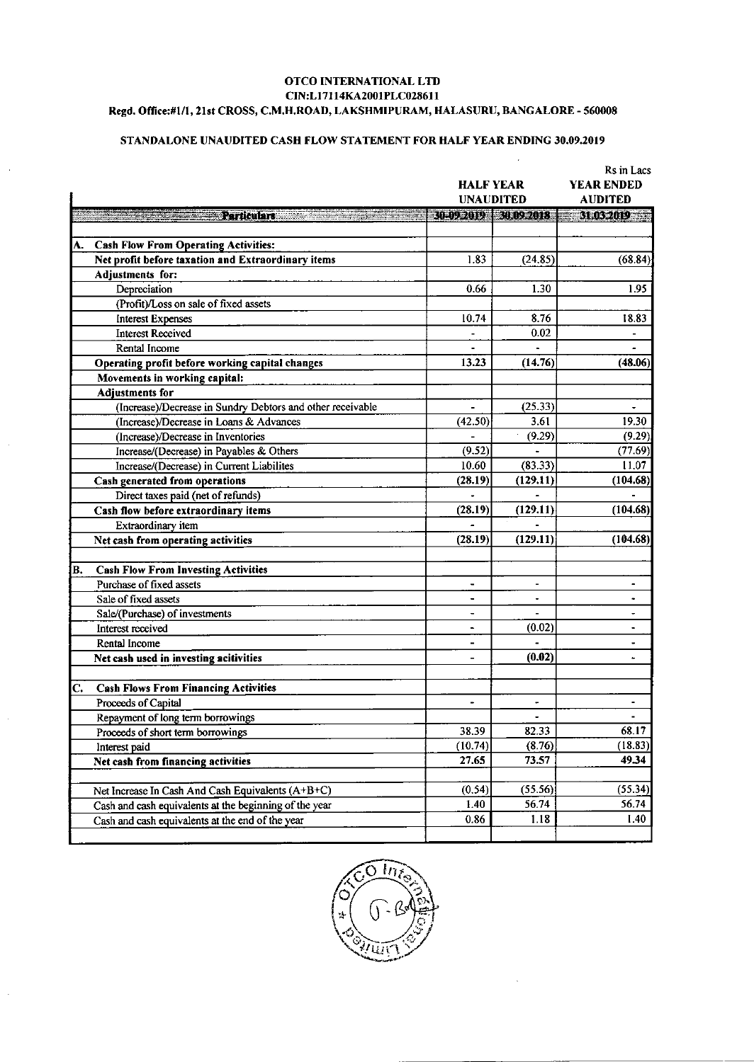**OTCO INTERNATIONAL LTD**
**CIN:L17114KA2001PLC028611**
**Regd. Office:#1/1, 21st CROSS, C.M.H.ROAD, LAKSHMIPURAM, HALASURU, BANGALORE - 560008**

**STANDALONE UNAUDITED CASH FLOW STATEMENT FOR HALF YEAR ENDING 30.09.2019**

Rs in Lacs

| | HALF YEAR UNAUDITED | | YEAR ENDED AUDITED |
|---|---|---|---|
| **Particulars** | **30-09-2019** | **30-09-2018** | **31-03-2019** |
| **A. Cash Flow From Operating Activities:** | | | |
| **Net profit before taxation and Extraordinary items** | 1.83 | (24.85) | (68.84) |
| **Adjustments for:** | | | |
| Depreciation | 0.66 | 1.30 | 1.95 |
| (Profit)/Loss on sale of fixed assets | | | |
| Interest Expenses | 10.74 | 8.76 | 18.83 |
| Interest Received | - | 0.02 | - |
| Rental Income | - | - | - |
| **Operating profit before working capital changes** | **13.23** | **(14.76)** | **(48.06)** |
| **Movements in working capital:** | | | |
| **Adjustments for** | | | |
| (Increase)/Decrease in Sundry Debtors and other receivable | - | (25.33) | - |
| (Increase)/Decrease in Loans & Advances | (42.50) | 3.61 | 19.30 |
| (Increase)/Decrease in Inventories | - | (9.29) | (9.29) |
| Increase/(Decrease) in Payables & Others | (9.52) | - | (77.69) |
| Increase/(Decrease) in Current Liabilites | 10.60 | (83.33) | 11.07 |
| **Cash generated from operations** | **(28.19)** | **(129.11)** | **(104.68)** |
| Direct taxes paid (net of refunds) | - | - | - |
| **Cash flow before extraordinary items** | **(28.19)** | **(129.11)** | **(104.68)** |
| Extraordinary item | - | - | |
| **Net cash from operating activities** | **(28.19)** | **(129.11)** | **(104.68)** |
| **B. Cash Flow From Investing Activities** | | | |
| Purchase of fixed assets | - | - | - |
| Sale of fixed assets | - | - | - |
| Sale/(Purchase) of investments | - | - | - |
| Interest received | - | (0.02) | - |
| Rental Income | - | - | - |
| **Net cash used in investing acitivities** | **-** | **(0.02)** | **-** |
| **C. Cash Flows From Financing Activities** | | | |
| Proceeds of Capital | - | - | - |
| Repayment of long term borrowings | | - | - |
| Proceeds of short term borrowings | 38.39 | 82.33 | 68.17 |
| Interest paid | (10.74) | (8.76) | (18.83) |
| **Net cash from financing activities** | **27.65** | **73.57** | **49.34** |
| Net Increase In Cash And Cash Equivalents (A+B+C) | (0.54) | (55.56) | (55.34) |
| Cash and cash equivalents at the beginning of the year | 1.40 | 56.74 | 56.74 |
| Cash and cash equivalents at the end of the year | 0.86 | 1.18 | 1.40 |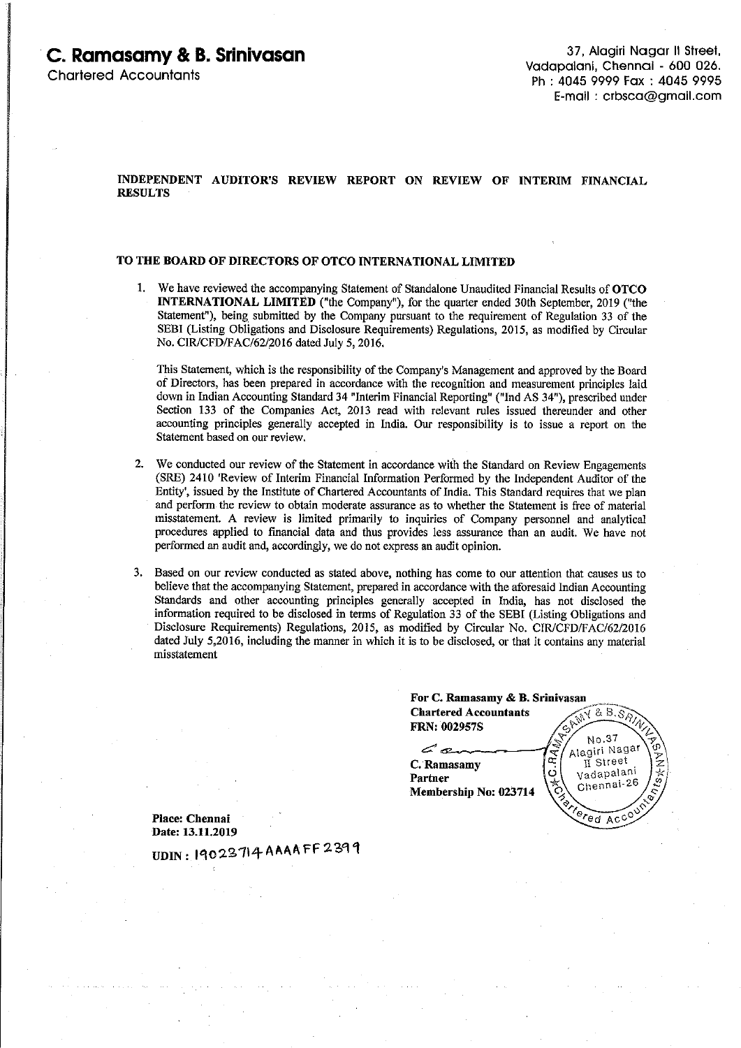# C. Ramasamy & B. Srinivasan

Chartered Accountants

37, Alagiri Nagar II Street,
Vadapalani, Chennai - 600 026.
Ph : 4045 9999 Fax : 4045 9995
E-mail : crbsca@gmail.com

**INDEPENDENT AUDITOR'S REVIEW REPORT ON REVIEW OF INTERIM FINANCIAL RESULTS**

**TO THE BOARD OF DIRECTORS OF OTCO INTERNATIONAL LIMITED**

1. We have reviewed the accompanying Statement of Standalone Unaudited Financial Results of **OTCO INTERNATIONAL LIMITED** ("the Company"), for the quarter ended 30th September, 2019 ("the Statement"), being submitted by the Company pursuant to the requirement of Regulation 33 of the SEBI (Listing Obligations and Disclosure Requirements) Regulations, 2015, as modified by Circular No. CIR/CFD/FAC/62/2016 dated July 5, 2016.

   This Statement, which is the responsibility of the Company's Management and approved by the Board of Directors, has been prepared in accordance with the recognition and measurement principles laid down in Indian Accounting Standard 34 "Interim Financial Reporting" ("Ind AS 34"), prescribed under Section 133 of the Companies Act, 2013 read with relevant rules issued thereunder and other accounting principles generally accepted in India. Our responsibility is to issue a report on the Statement based on our review.

2. We conducted our review of the Statement in accordance with the Standard on Review Engagements (SRE) 2410 'Review of Interim Financial Information Performed by the Independent Auditor of the Entity', issued by the Institute of Chartered Accountants of India. This Standard requires that we plan and perform the review to obtain moderate assurance as to whether the Statement is free of material misstatement. A review is limited primarily to inquiries of Company personnel and analytical procedures applied to financial data and thus provides less assurance than an audit. We have not performed an audit and, accordingly, we do not express an audit opinion.

3. Based on our review conducted as stated above, nothing has come to our attention that causes us to believe that the accompanying Statement, prepared in accordance with the aforesaid Indian Accounting Standards and other accounting principles generally accepted in India, has not disclosed the information required to be disclosed in terms of Regulation 33 of the SEBI (Listing Obligations and Disclosure Requirements) Regulations, 2015, as modified by Circular No. CIR/CFD/FAC/62/2016 dated July 5,2016, including the manner in which it is to be disclosed, or that it contains any material misstatement

**For C. Ramasamy & B. Srinivasan**
**Chartered Accountants**
**FRN: 002957S**

**C. Ramasamy**
**Partner**
**Membership No: 023714**

**Place: Chennai**
**Date: 13.11.2019**

**UDIN : 19023714AAAAFF2399**